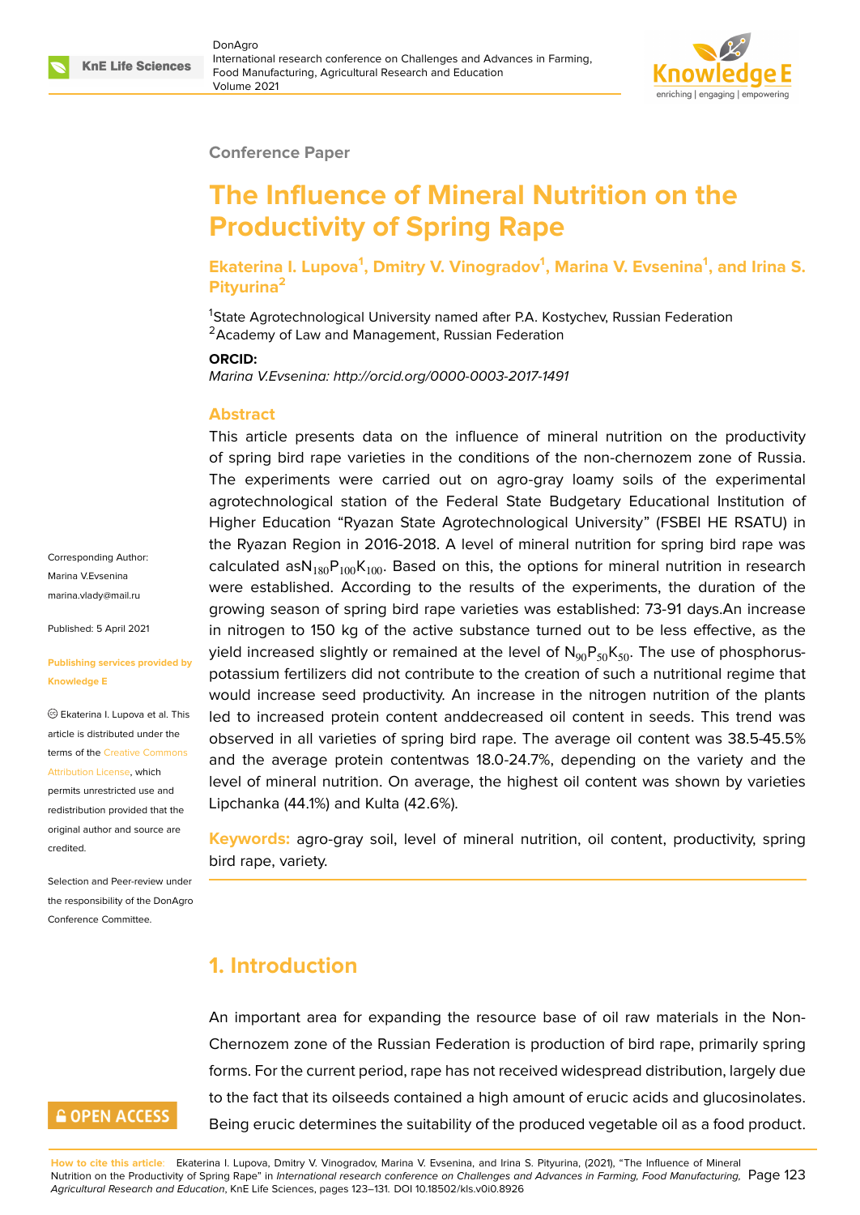Conference Paper

# The Influence of Mineral Nutrition on the Productivity of Spring Rape

**Ekaterina I. Lupova[1], Dmitry V. Vinogradov[1], Marina V. Evsenina[1], and Irina S. Pityurina[2]**

[1]State Agrotechnological University named after P.A. Kostychev, Russian Federation
[2]Academy of Law and Management, Russian Federation

**ORCID:**
*Marina V.Evsenina: http://orcid.org/0000-0003-2017-1491*

Corresponding Author: Marina V.Evsenina marina.vlady@mail.ru

Published: 5 April 2021

Publishing services provided by Knowledge E

Ekaterina I. Lupova et al. This article is distributed under the terms of the Creative Commons Attribution License, which permits unrestricted use and redistribution provided that the original author and source are credited.

Selection and Peer-review under the responsibility of the DonAgro Conference Committee.

## Abstract

This article presents data on the influence of mineral nutrition on the productivity of spring bird rape varieties in the conditions of the non-chernozem zone of Russia. The experiments were carried out on agro-gray loamy soils of the experimental agrotechnological station of the Federal State Budgetary Educational Institution of Higher Education "Ryazan State Agrotechnological University" (FSBEI HE RSATU) in the Ryazan Region in 2016-2018. A level of mineral nutrition for spring bird rape was calculated as$N_{180}P_{100}K_{100}$. Based on this, the options for mineral nutrition in research were established. According to the results of the experiments, the duration of the growing season of spring bird rape varieties was established: 73-91 days.An increase in nitrogen to 150 kg of the active substance turned out to be less effective, as the yield increased slightly or remained at the level of $N_{90}P_{50}K_{50}$. The use of phosphorus-potassium fertilizers did not contribute to the creation of such a nutritional regime that would increase seed productivity. An increase in the nitrogen nutrition of the plants led to increased protein content anddecreased oil content in seeds. This trend was observed in all varieties of spring bird rape. The average oil content was 38.5-45.5% and the average protein contentwas 18.0-24.7%, depending on the variety and the level of mineral nutrition. On average, the highest oil content was shown by varieties Lipchanka (44.1%) and Kulta (42.6%).

**Keywords:** agro-gray soil, level of mineral nutrition, oil content, productivity, spring bird rape, variety.

## 1. Introduction

An important area for expanding the resource base of oil raw materials in the Non-Chernozem zone of the Russian Federation is production of bird rape, primarily spring forms. For the current period, rape has not received widespread distribution, largely due to the fact that its oilseeds contained a high amount of erucic acids and glucosinolates. Being erucic determines the suitability of the produced vegetable oil as a food product.

**How to cite this article**: Ekaterina I. Lupova, Dmitry V. Vinogradov, Marina V. Evsenina, and Irina S. Pityurina, (2021), "The Influence of Mineral Nutrition on the Productivity of Spring Rape" in *International research conference on Challenges and Advances in Farming, Food Manufacturing, Agricultural Research and Education*, KnE Life Sciences, pages 123–131. DOI 10.18502/kls.v0i0.8926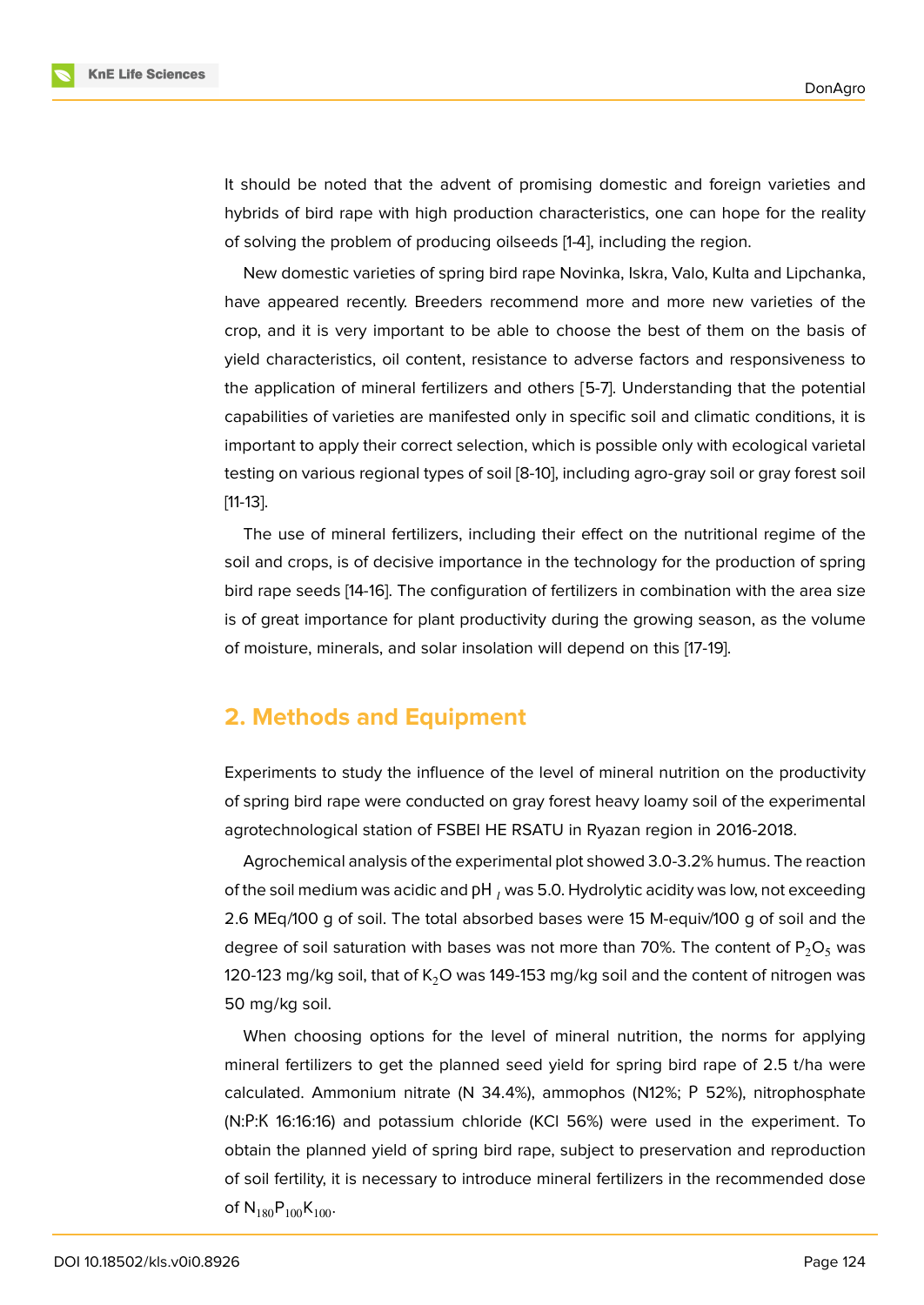It should be noted that the advent of promising domestic and foreign varieties and hybrids of bird rape with high production characteristics, one can hope for the reality of solving the problem of producing oilseeds [1-4], including the region.

New domestic varieties of spring bird rape Novinka, Iskra, Valo, Kulta and Lipchanka, have appeared recently. Breeders recommend more and more new varieties of the crop, and it is very important to be able to choose the best of them on the basis of yield characteristics, oil content, resistance to adverse factors and responsiveness to the application of mineral fertilizers and others [5-7]. Understanding that the potential capabilities of varieties are manifested only in specific soil and climatic conditions, it is important to apply their correct selection, which is possible only with ecological varietal testing on various regional types of soil [8-10], including agro-gray soil or gray forest soil [11-13].

The use of mineral fertilizers, including their effect on the nutritional regime of the soil and crops, is of decisive importance in the technology for the production of spring bird rape seeds [14-16]. The configuration of fertilizers in combination with the area size is of great importance for plant productivity during the growing season, as the volume of moisture, minerals, and solar insolation will depend on this [17-19].

## 2. Methods and Equipment

Experiments to study the influence of the level of mineral nutrition on the productivity of spring bird rape were conducted on gray forest heavy loamy soil of the experimental agrotechnological station of FSBEI HE RSATU in Ryazan region in 2016-2018.

Agrochemical analysis of the experimental plot showed 3.0-3.2% humus. The reaction of the soil medium was acidic and $pH_l$ was 5.0. Hydrolytic acidity was low, not exceeding 2.6 MEq/100 g of soil. The total absorbed bases were 15 M-equiv/100 g of soil and the degree of soil saturation with bases was not more than 70%. The content of $P_2O_5$ was 120-123 mg/kg soil, that of $K_2O$ was 149-153 mg/kg soil and the content of nitrogen was 50 mg/kg soil.

When choosing options for the level of mineral nutrition, the norms for applying mineral fertilizers to get the planned seed yield for spring bird rape of 2.5 t/ha were calculated. Ammonium nitrate (N 34.4%), ammophos (N12%; P 52%), nitrophosphate (N:P:K 16:16:16) and potassium chloride (KCl 56%) were used in the experiment. To obtain the planned yield of spring bird rape, subject to preservation and reproduction of soil fertility, it is necessary to introduce mineral fertilizers in the recommended dose of $N_{180}P_{100}K_{100}$.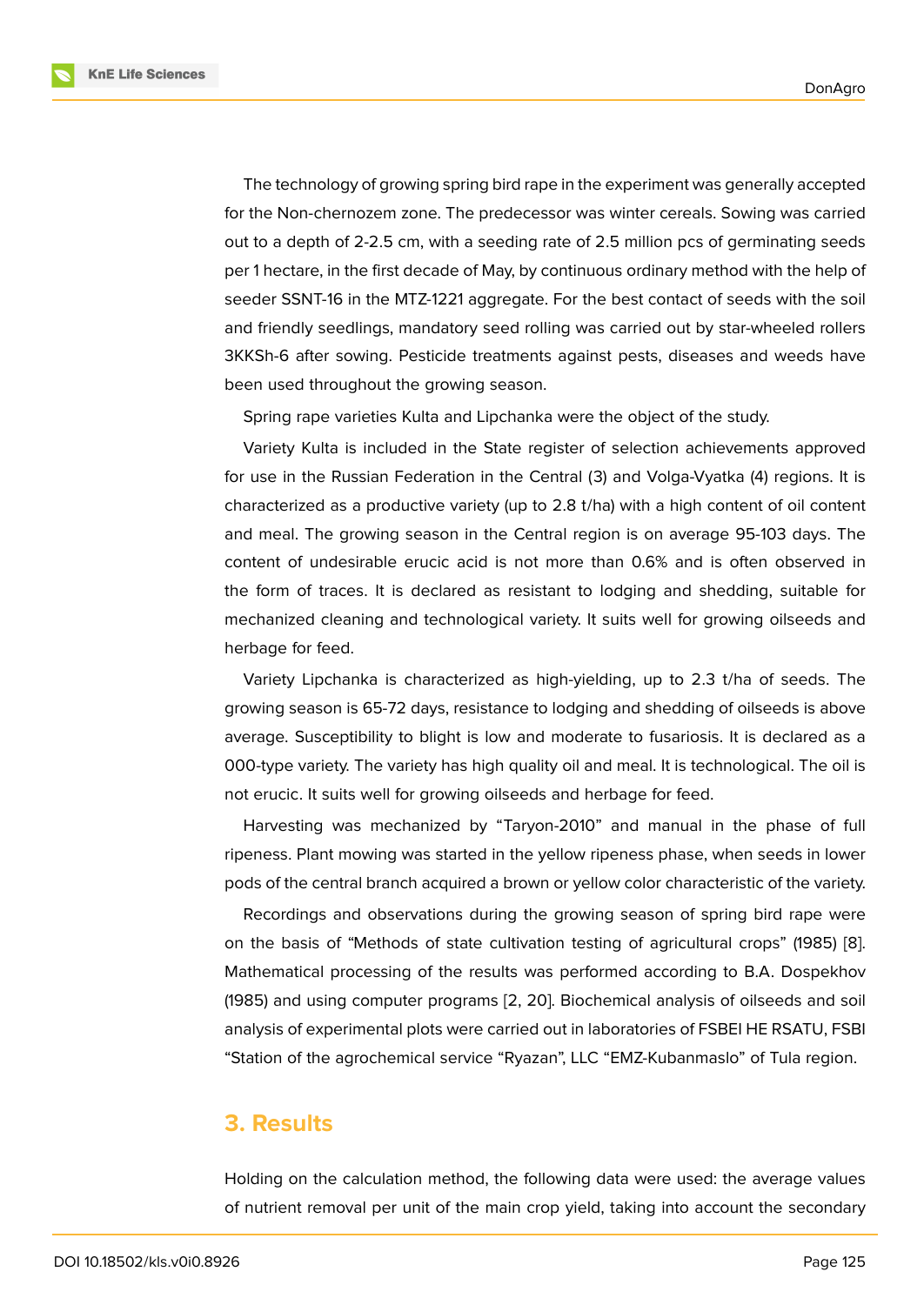The technology of growing spring bird rape in the experiment was generally accepted for the Non-chernozem zone. The predecessor was winter cereals. Sowing was carried out to a depth of 2-2.5 cm, with a seeding rate of 2.5 million pcs of germinating seeds per 1 hectare, in the first decade of May, by continuous ordinary method with the help of seeder SSNT-16 in the MTZ-1221 aggregate. For the best contact of seeds with the soil and friendly seedlings, mandatory seed rolling was carried out by star-wheeled rollers 3KKSh-6 after sowing. Pesticide treatments against pests, diseases and weeds have been used throughout the growing season.

Spring rape varieties Kulta and Lipchanka were the object of the study.

Variety Kulta is included in the State register of selection achievements approved for use in the Russian Federation in the Central (3) and Volga-Vyatka (4) regions. It is characterized as a productive variety (up to 2.8 t/ha) with a high content of oil content and meal. The growing season in the Central region is on average 95-103 days. The content of undesirable erucic acid is not more than 0.6% and is often observed in the form of traces. It is declared as resistant to lodging and shedding, suitable for mechanized cleaning and technological variety. It suits well for growing oilseeds and herbage for feed.

Variety Lipchanka is characterized as high-yielding, up to 2.3 t/ha of seeds. The growing season is 65-72 days, resistance to lodging and shedding of oilseeds is above average. Susceptibility to blight is low and moderate to fusariosis. It is declared as a 000-type variety. The variety has high quality oil and meal. It is technological. The oil is not erucic. It suits well for growing oilseeds and herbage for feed.

Harvesting was mechanized by "Taryon-2010" and manual in the phase of full ripeness. Plant mowing was started in the yellow ripeness phase, when seeds in lower pods of the central branch acquired a brown or yellow color characteristic of the variety.

Recordings and observations during the growing season of spring bird rape were on the basis of "Methods of state cultivation testing of agricultural crops" (1985) [8]. Mathematical processing of the results was performed according to B.A. Dospekhov (1985) and using computer programs [2, 20]. Biochemical analysis of oilseeds and soil analysis of experimental plots were carried out in laboratories of FSBEI HE RSATU, FSBI "Station of the agrochemical service "Ryazan", LLC "EMZ-Kubanmaslo" of Tula region.

## 3. Results

Holding on the calculation method, the following data were used: the average values of nutrient removal per unit of the main crop yield, taking into account the secondary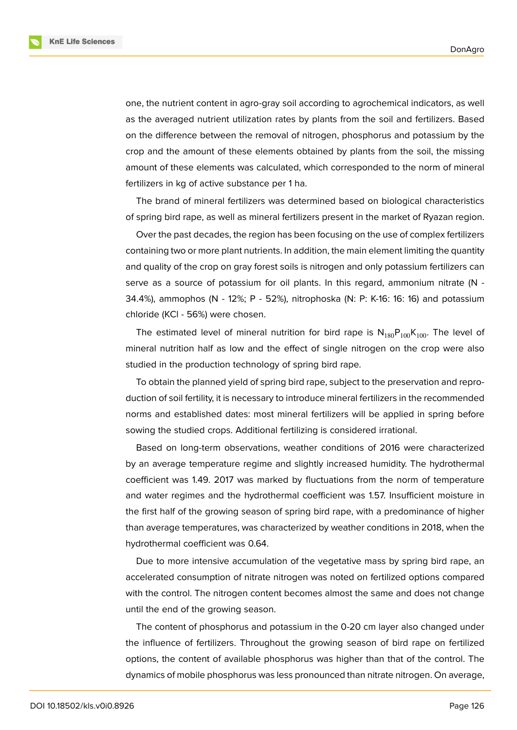one, the nutrient content in agro-gray soil according to agrochemical indicators, as well as the averaged nutrient utilization rates by plants from the soil and fertilizers. Based on the difference between the removal of nitrogen, phosphorus and potassium by the crop and the amount of these elements obtained by plants from the soil, the missing amount of these elements was calculated, which corresponded to the norm of mineral fertilizers in kg of active substance per 1 ha.

The brand of mineral fertilizers was determined based on biological characteristics of spring bird rape, as well as mineral fertilizers present in the market of Ryazan region.

Over the past decades, the region has been focusing on the use of complex fertilizers containing two or more plant nutrients. In addition, the main element limiting the quantity and quality of the crop on gray forest soils is nitrogen and only potassium fertilizers can serve as a source of potassium for oil plants. In this regard, ammonium nitrate (N - 34.4%), ammophos (N - 12%; P - 52%), nitrophoska (N: P: K-16: 16: 16) and potassium chloride (KCl - 56%) were chosen.

The estimated level of mineral nutrition for bird rape is $N_{180}P_{100}K_{100}$. The level of mineral nutrition half as low and the effect of single nitrogen on the crop were also studied in the production technology of spring bird rape.

To obtain the planned yield of spring bird rape, subject to the preservation and reproduction of soil fertility, it is necessary to introduce mineral fertilizers in the recommended norms and established dates: most mineral fertilizers will be applied in spring before sowing the studied crops. Additional fertilizing is considered irrational.

Based on long-term observations, weather conditions of 2016 were characterized by an average temperature regime and slightly increased humidity. The hydrothermal coefficient was 1.49. 2017 was marked by fluctuations from the norm of temperature and water regimes and the hydrothermal coefficient was 1.57. Insufficient moisture in the first half of the growing season of spring bird rape, with a predominance of higher than average temperatures, was characterized by weather conditions in 2018, when the hydrothermal coefficient was 0.64.

Due to more intensive accumulation of the vegetative mass by spring bird rape, an accelerated consumption of nitrate nitrogen was noted on fertilized options compared with the control. The nitrogen content becomes almost the same and does not change until the end of the growing season.

The content of phosphorus and potassium in the 0-20 cm layer also changed under the influence of fertilizers. Throughout the growing season of bird rape on fertilized options, the content of available phosphorus was higher than that of the control. The dynamics of mobile phosphorus was less pronounced than nitrate nitrogen. On average,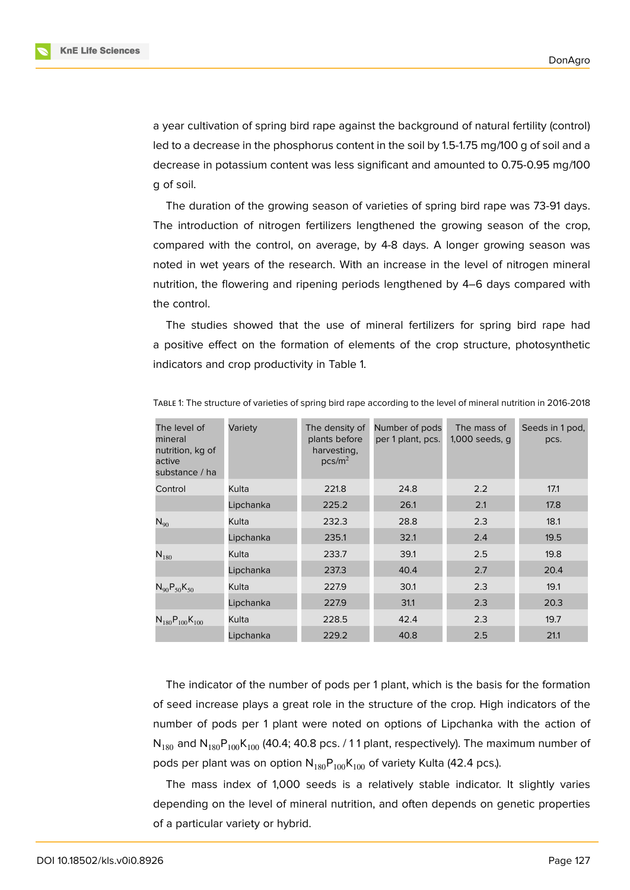a year cultivation of spring bird rape against the background of natural fertility (control) led to a decrease in the phosphorus content in the soil by 1.5-1.75 mg/100 g of soil and a decrease in potassium content was less significant and amounted to 0.75-0.95 mg/100 g of soil.

The duration of the growing season of varieties of spring bird rape was 73-91 days. The introduction of nitrogen fertilizers lengthened the growing season of the crop, compared with the control, on average, by 4-8 days. A longer growing season was noted in wet years of the research. With an increase in the level of nitrogen mineral nutrition, the flowering and ripening periods lengthened by 4–6 days compared with the control.

The studies showed that the use of mineral fertilizers for spring bird rape had a positive effect on the formation of elements of the crop structure, photosynthetic indicators and crop productivity in Table 1.

Table 1: The structure of varieties of spring bird rape according to the level of mineral nutrition in 2016-2018

| The level of mineral nutrition, kg of active substance / ha | Variety | The density of plants before harvesting, pcs/m$^2$ | Number of pods per 1 plant, pcs. | The mass of 1,000 seeds, g | Seeds in 1 pod, pcs. |
|---|---|---|---|---|---|
| Control | Kulta | 221.8 | 24.8 | 2.2 | 17.1 |
| | Lipchanka | 225.2 | 26.1 | 2.1 | 17.8 |
| $N_{90}$ | Kulta | 232.3 | 28.8 | 2.3 | 18.1 |
| | Lipchanka | 235.1 | 32.1 | 2.4 | 19.5 |
| $N_{180}$ | Kulta | 233.7 | 39.1 | 2.5 | 19.8 |
| | Lipchanka | 237.3 | 40.4 | 2.7 | 20.4 |
| $N_{90}P_{50}K_{50}$ | Kulta | 227.9 | 30.1 | 2.3 | 19.1 |
| | Lipchanka | 227.9 | 31.1 | 2.3 | 20.3 |
| $N_{180}P_{100}K_{100}$ | Kulta | 228.5 | 42.4 | 2.3 | 19.7 |
| | Lipchanka | 229.2 | 40.8 | 2.5 | 21.1 |

The indicator of the number of pods per 1 plant, which is the basis for the formation of seed increase plays a great role in the structure of the crop. High indicators of the number of pods per 1 plant were noted on options of Lipchanka with the action of $N_{180}$ and $N_{180}P_{100}K_{100}$ (40.4; 40.8 pcs. / 1 1 plant, respectively). The maximum number of pods per plant was on option $N_{180}P_{100}K_{100}$ of variety Kulta (42.4 pcs.).

The mass index of 1,000 seeds is a relatively stable indicator. It slightly varies depending on the level of mineral nutrition, and often depends on genetic properties of a particular variety or hybrid.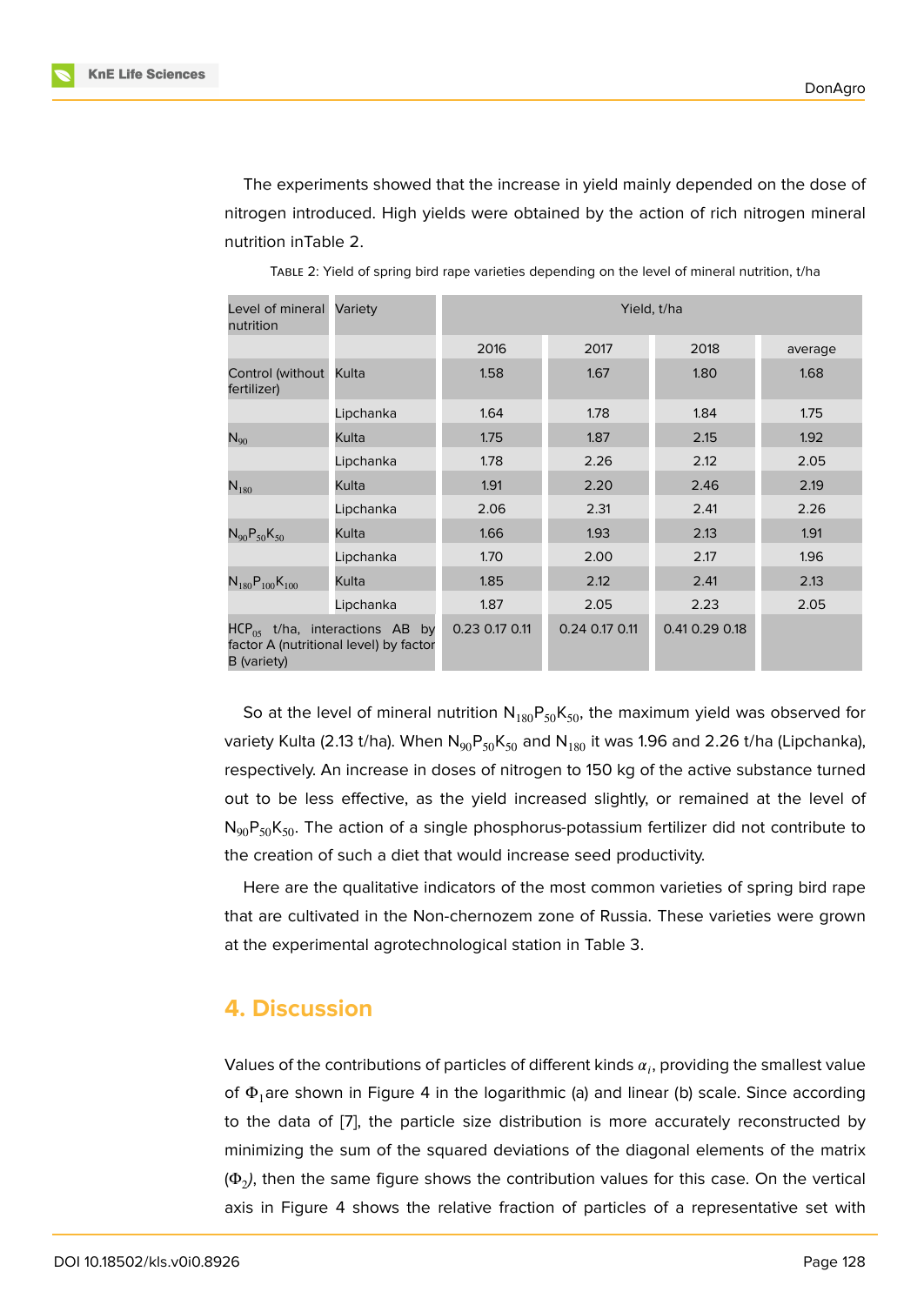The experiments showed that the increase in yield mainly depended on the dose of nitrogen introduced. High yields were obtained by the action of rich nitrogen mineral nutrition inTable 2.

TABLE 2: Yield of spring bird rape varieties depending on the level of mineral nutrition, t/ha

| Level of mineral nutrition | Variety | Yield, t/ha | | | |
|---|---|---|---|---|---|
| | | 2016 | 2017 | 2018 | average |
| Control (without fertilizer) | Kulta | 1.58 | 1.67 | 1.80 | 1.68 |
| | Lipchanka | 1.64 | 1.78 | 1.84 | 1.75 |
| $N_{90}$ | Kulta | 1.75 | 1.87 | 2.15 | 1.92 |
| | Lipchanka | 1.78 | 2.26 | 2.12 | 2.05 |
| $N_{180}$ | Kulta | 1.91 | 2.20 | 2.46 | 2.19 |
| | Lipchanka | 2.06 | 2.31 | 2.41 | 2.26 |
| $N_{90}P_{50}K_{50}$ | Kulta | 1.66 | 1.93 | 2.13 | 1.91 |
| | Lipchanka | 1.70 | 2.00 | 2.17 | 1.96 |
| $N_{180}P_{100}K_{100}$ | Kulta | 1.85 | 2.12 | 2.41 | 2.13 |
| | Lipchanka | 1.87 | 2.05 | 2.23 | 2.05 |
| $HCP_{05}$ t/ha, interactions AB by factor A (nutritional level) by factor B (variety) | | 0.23 0.17 0.11 | 0.24 0.17 0.11 | 0.41 0.29 0.18 | |

So at the level of mineral nutrition $N_{180}P_{50}K_{50}$, the maximum yield was observed for variety Kulta (2.13 t/ha). When $N_{90}P_{50}K_{50}$ and $N_{180}$ it was 1.96 and 2.26 t/ha (Lipchanka), respectively. An increase in doses of nitrogen to 150 kg of the active substance turned out to be less effective, as the yield increased slightly, or remained at the level of $N_{90}P_{50}K_{50}$. The action of a single phosphorus-potassium fertilizer did not contribute to the creation of such a diet that would increase seed productivity.

Here are the qualitative indicators of the most common varieties of spring bird rape that are cultivated in the Non-chernozem zone of Russia. These varieties were grown at the experimental agrotechnological station in Table 3.

## 4. Discussion

Values of the contributions of particles of different kinds $\alpha_i$, providing the smallest value of $\Phi_1$are shown in Figure 4 in the logarithmic (a) and linear (b) scale. Since according to the data of [7], the particle size distribution is more accurately reconstructed by minimizing the sum of the squared deviations of the diagonal elements of the matrix ($\Phi_2$), then the same figure shows the contribution values for this case. On the vertical axis in Figure 4 shows the relative fraction of particles of a representative set with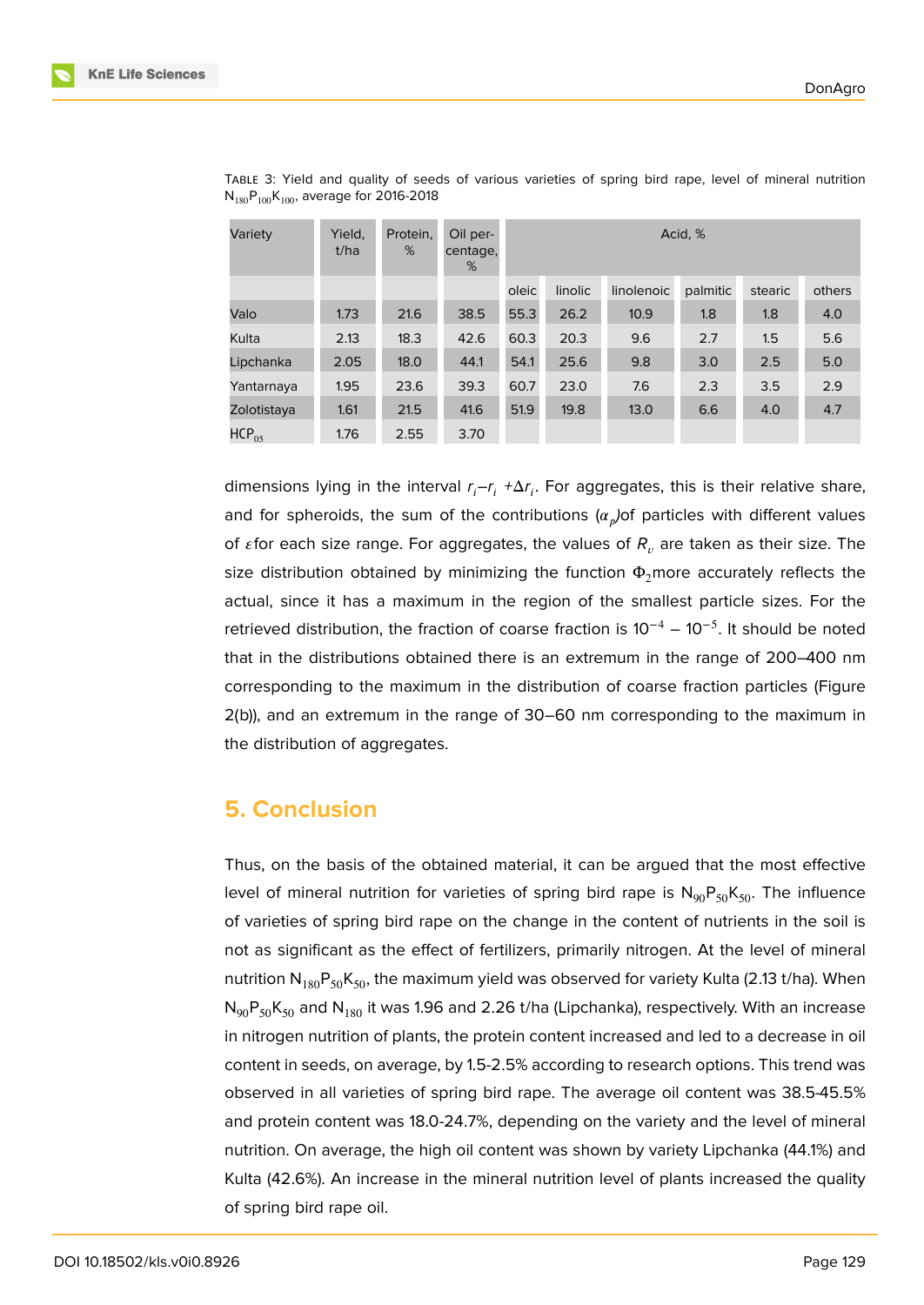TABLE 3: Yield and quality of seeds of various varieties of spring bird rape, level of mineral nutrition $N_{180}P_{100}K_{100}$, average for 2016-2018

| Variety | Yield, t/ha | Protein, % | Oil percentage, % | Acid, % | | | | | |
|---|---|---|---|---|---|---|---|---|---|
| | | | | oleic | linolic | linolenoic | palmitic | stearic | others |
| Valo | 1.73 | 21.6 | 38.5 | 55.3 | 26.2 | 10.9 | 1.8 | 1.8 | 4.0 |
| Kulta | 2.13 | 18.3 | 42.6 | 60.3 | 20.3 | 9.6 | 2.7 | 1.5 | 5.6 |
| Lipchanka | 2.05 | 18.0 | 44.1 | 54.1 | 25.6 | 9.8 | 3.0 | 2.5 | 5.0 |
| Yantarnaya | 1.95 | 23.6 | 39.3 | 60.7 | 23.0 | 7.6 | 2.3 | 3.5 | 2.9 |
| Zolotistaya | 1.61 | 21.5 | 41.6 | 51.9 | 19.8 | 13.0 | 6.6 | 4.0 | 4.7 |
| $HCP_{05}$ | 1.76 | 2.55 | 3.70 | | | | | | |

dimensions lying in the interval $r_i$–$r_i$ +$\Delta r_i$. For aggregates, this is their relative share, and for spheroids, the sum of the contributions ($\alpha_p$)of particles with different values of $\varepsilon$for each size range. For aggregates, the values of $R_v$ are taken as their size. The size distribution obtained by minimizing the function $\Phi_2$more accurately reflects the actual, since it has a maximum in the region of the smallest particle sizes. For the retrieved distribution, the fraction of coarse fraction is $10^{-4}$ – $10^{-5}$. It should be noted that in the distributions obtained there is an extremum in the range of 200–400 nm corresponding to the maximum in the distribution of coarse fraction particles (Figure 2(b)), and an extremum in the range of 30–60 nm corresponding to the maximum in the distribution of aggregates.

## 5. Conclusion

Thus, on the basis of the obtained material, it can be argued that the most effective level of mineral nutrition for varieties of spring bird rape is $N_{90}P_{50}K_{50}$. The influence of varieties of spring bird rape on the change in the content of nutrients in the soil is not as significant as the effect of fertilizers, primarily nitrogen. At the level of mineral nutrition $N_{180}P_{50}K_{50}$, the maximum yield was observed for variety Kulta (2.13 t/ha). When $N_{90}P_{50}K_{50}$ and $N_{180}$ it was 1.96 and 2.26 t/ha (Lipchanka), respectively. With an increase in nitrogen nutrition of plants, the protein content increased and led to a decrease in oil content in seeds, on average, by 1.5-2.5% according to research options. This trend was observed in all varieties of spring bird rape. The average oil content was 38.5-45.5% and protein content was 18.0-24.7%, depending on the variety and the level of mineral nutrition. On average, the high oil content was shown by variety Lipchanka (44.1%) and Kulta (42.6%). An increase in the mineral nutrition level of plants increased the quality of spring bird rape oil.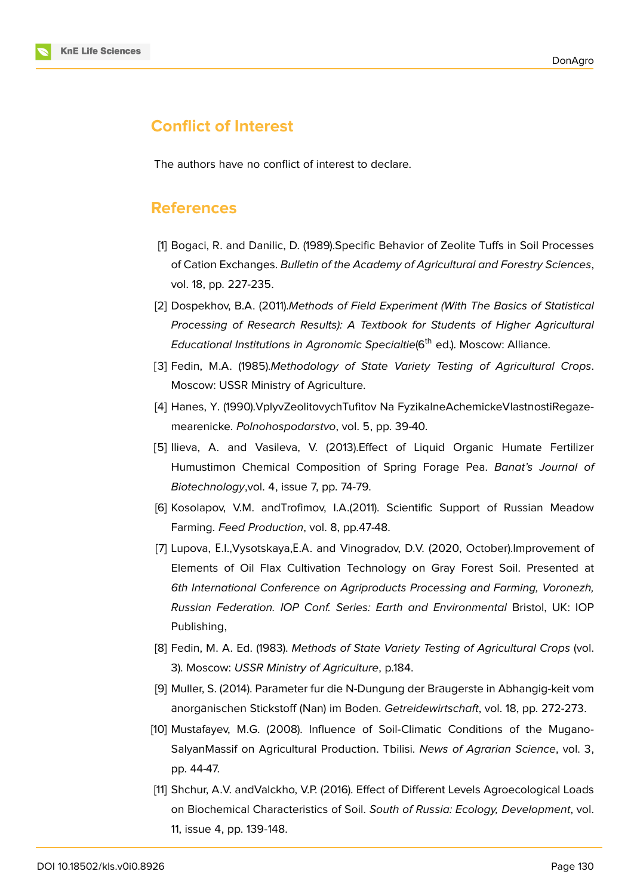## Conflict of Interest

The authors have no conflict of interest to declare.

## References

[1] Bogaci, R. and Danilic, D. (1989).Specific Behavior of Zeolite Tuffs in Soil Processes of Cation Exchanges. *Bulletin of the Academy of Agricultural and Forestry Sciences*, vol. 18, pp. 227-235.

[2] Dospekhov, B.A. (2011).*Methods of Field Experiment (With The Basics of Statistical Processing of Research Results): A Textbook for Students of Higher Agricultural Educational Institutions in Agronomic Specialtie*(6th ed.). Moscow: Alliance.

[3] Fedin, M.A. (1985).*Methodology of State Variety Testing of Agricultural Crops*. Moscow: USSR Ministry of Agriculture.

[4] Hanes, Y. (1990).VplyvZeolitovychTufitov Na FyzikalneAchemickeVlastnostiRegaze-mearenicke. *Polnohospodarstvo*, vol. 5, pp. 39-40.

[5] Ilieva, A. and Vasileva, V. (2013).Effect of Liquid Organic Humate Fertilizer Humustimon Chemical Composition of Spring Forage Pea. *Banat's Journal of Biotechnology*,vol. 4, issue 7, pp. 74-79.

[6] Kosolapov, V.M. andTrofimov, I.A.(2011). Scientific Support of Russian Meadow Farming. *Feed Production*, vol. 8, pp.47-48.

[7] Lupova, E.I.,Vysotskaya,E.A. and Vinogradov, D.V. (2020, October).Improvement of Elements of Oil Flax Cultivation Technology on Gray Forest Soil. Presented at *6th International Conference on Agriproducts Processing and Farming, Voronezh, Russian Federation. IOP Conf. Series: Earth and Environmental* Bristol, UK: IOP Publishing,

[8] Fedin, M. A. Ed. (1983). *Methods of State Variety Testing of Agricultural Crops* (vol. 3). Moscow: *USSR Ministry of Agriculture*, p.184.

[9] Muller, S. (2014). Parameter fur die N-Dungung der Braugerste in Abhangig-keit vom anorganischen Stickstoff (Nan) im Boden. *Getreidewirtschaft*, vol. 18, pp. 272-273.

[10] Mustafayev, M.G. (2008). Influence of Soil-Climatic Conditions of the Mugano-SalyanMassif on Agricultural Production. Tbilisi. *News of Agrarian Science*, vol. 3, pp. 44-47.

[11] Shchur, A.V. andValckho, V.P. (2016). Effect of Different Levels Agroecological Loads on Biochemical Characteristics of Soil. *South of Russia: Ecology, Development*, vol. 11, issue 4, pp. 139-148.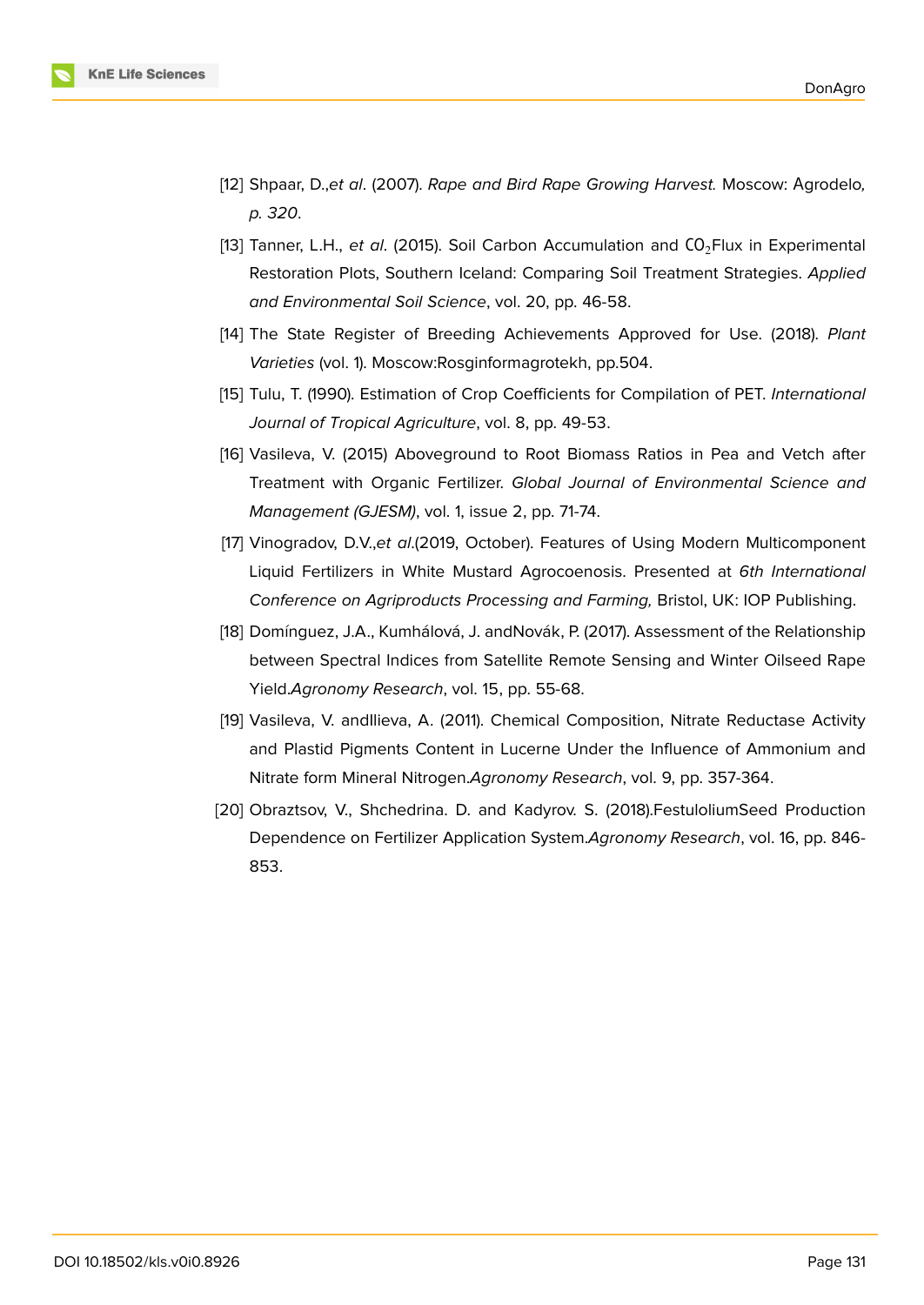[12] Shpaar, D.,*et al*. (2007). *Rape and Bird Rape Growing Harvest.* Moscow: Agrodelo*, p. 320*.

[13] Tanner, L.H., *et al*. (2015). Soil Carbon Accumulation and $CO_2$Flux in Experimental Restoration Plots, Southern Iceland: Comparing Soil Treatment Strategies. *Applied and Environmental Soil Science*, vol. 20, pp. 46-58.

[14] The State Register of Breeding Achievements Approved for Use. (2018). *Plant Varieties* (vol. 1). Moscow:Rosginformagrotekh, pp.504.

[15] Tulu, T. (1990). Estimation of Crop Coefficients for Compilation of PET. *International Journal of Tropical Agriculture*, vol. 8, pp. 49-53.

[16] Vasileva, V. (2015) Aboveground to Root Biomass Ratios in Pea and Vetch after Treatment with Organic Fertilizer. *Global Journal of Environmental Science and Management (GJESM)*, vol. 1, issue 2, pp. 71-74.

[17] Vinogradov, D.V.,*et al*.(2019, October). Features of Using Modern Multicomponent Liquid Fertilizers in White Mustard Agrocoenosis. Presented at *6th International Conference on Agriproducts Processing and Farming,* Bristol, UK: IOP Publishing.

[18] Domínguez, J.A., Kumhálová, J. andNovák, P. (2017). Assessment of the Relationship between Spectral Indices from Satellite Remote Sensing and Winter Oilseed Rape Yield.*Agronomy Research*, vol. 15, pp. 55-68.

[19] Vasileva, V. andIlieva, A. (2011). Chemical Composition, Nitrate Reductase Activity and Plastid Pigments Content in Lucerne Under the Influence of Ammonium and Nitrate form Mineral Nitrogen.*Agronomy Research*, vol. 9, pp. 357-364.

[20] Obraztsov, V., Shchedrina. D. and Kadyrov. S. (2018).FestuloliumSeed Production Dependence on Fertilizer Application System.*Agronomy Research*, vol. 16, pp. 846-853.